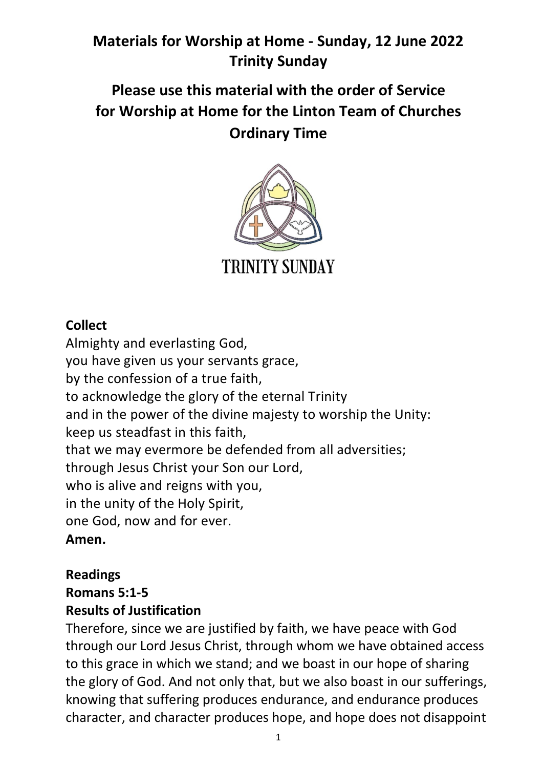# Materials for Worship at Home - Sunday, 12 June 2022
# Trinity Sunday

## Please use this material with the order of Service for Worship at Home for the Linton Team of Churches
## Ordinary Time

TRINITY SUNDAY

**Collect**

Almighty and everlasting God,
you have given us your servants grace,
by the confession of a true faith,
to acknowledge the glory of the eternal Trinity
and in the power of the divine majesty to worship the Unity:
keep us steadfast in this faith,
that we may evermore be defended from all adversities;
through Jesus Christ your Son our Lord,
who is alive and reigns with you,
in the unity of the Holy Spirit,
one God, now and for ever.
**Amen.**

**Readings**

**Romans 5:1-5**

**Results of Justification**

Therefore, since we are justified by faith, we have peace with God through our Lord Jesus Christ, through whom we have obtained access to this grace in which we stand; and we boast in our hope of sharing the glory of God. And not only that, but we also boast in our sufferings, knowing that suffering produces endurance, and endurance produces character, and character produces hope, and hope does not disappoint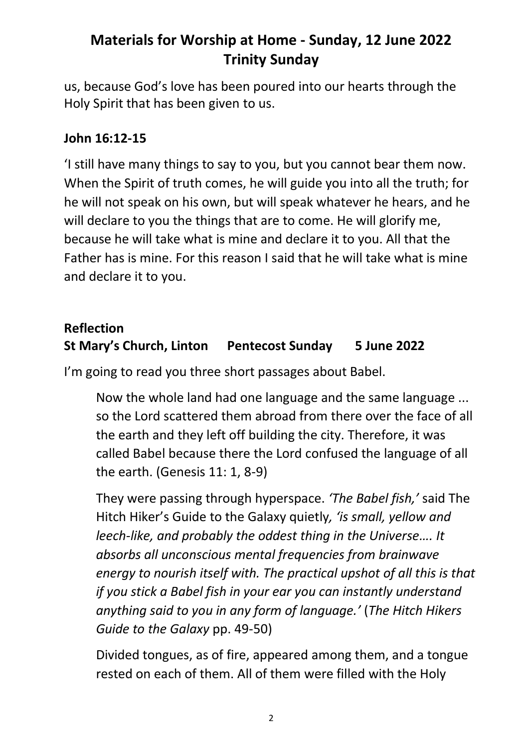us, because God's love has been poured into our hearts through the Holy Spirit that has been given to us.

**John 16:12-15**

'I still have many things to say to you, but you cannot bear them now. When the Spirit of truth comes, he will guide you into all the truth; for he will not speak on his own, but will speak whatever he hears, and he will declare to you the things that are to come. He will glorify me, because he will take what is mine and declare it to you. All that the Father has is mine. For this reason I said that he will take what is mine and declare it to you.

**Reflection**
**St Mary's Church, Linton Pentecost Sunday 5 June 2022**

I'm going to read you three short passages about Babel.

> Now the whole land had one language and the same language ... so the Lord scattered them abroad from there over the face of all the earth and they left off building the city. Therefore, it was called Babel because there the Lord confused the language of all the earth. (Genesis 11: 1, 8-9)

> They were passing through hyperspace. *'The Babel fish,'* said The Hitch Hiker's Guide to the Galaxy quietly*, 'is small, yellow and leech-like, and probably the oddest thing in the Universe.... It absorbs all unconscious mental frequencies from brainwave energy to nourish itself with. The practical upshot of all this is that if you stick a Babel fish in your ear you can instantly understand anything said to you in any form of language.'* (*The Hitch Hikers Guide to the Galaxy* pp. 49-50)

> Divided tongues, as of fire, appeared among them, and a tongue rested on each of them. All of them were filled with the Holy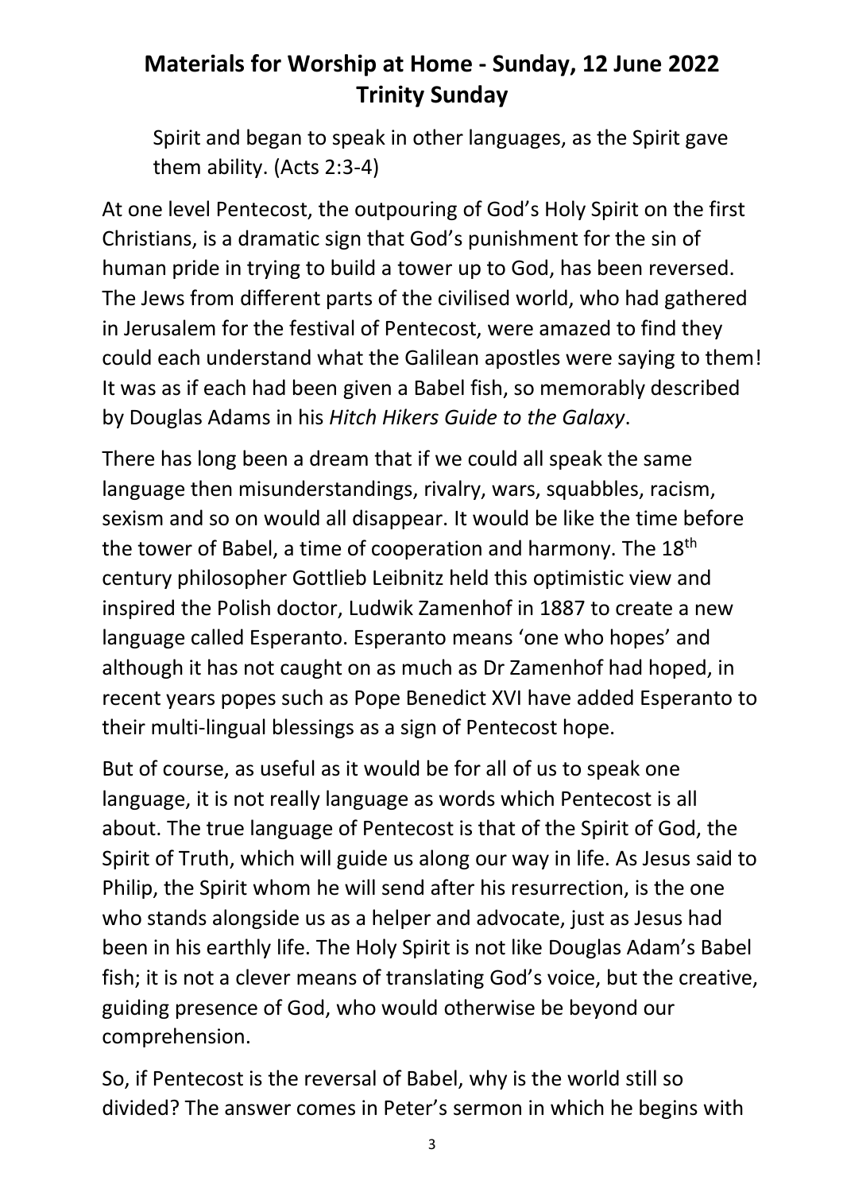Spirit and began to speak in other languages, as the Spirit gave them ability. (Acts 2:3-4)

At one level Pentecost, the outpouring of God's Holy Spirit on the first Christians, is a dramatic sign that God's punishment for the sin of human pride in trying to build a tower up to God, has been reversed. The Jews from different parts of the civilised world, who had gathered in Jerusalem for the festival of Pentecost, were amazed to find they could each understand what the Galilean apostles were saying to them! It was as if each had been given a Babel fish, so memorably described by Douglas Adams in his *Hitch Hikers Guide to the Galaxy*.

There has long been a dream that if we could all speak the same language then misunderstandings, rivalry, wars, squabbles, racism, sexism and so on would all disappear. It would be like the time before the tower of Babel, a time of cooperation and harmony. The 18th century philosopher Gottlieb Leibnitz held this optimistic view and inspired the Polish doctor, Ludwik Zamenhof in 1887 to create a new language called Esperanto. Esperanto means 'one who hopes' and although it has not caught on as much as Dr Zamenhof had hoped, in recent years popes such as Pope Benedict XVI have added Esperanto to their multi-lingual blessings as a sign of Pentecost hope.

But of course, as useful as it would be for all of us to speak one language, it is not really language as words which Pentecost is all about. The true language of Pentecost is that of the Spirit of God, the Spirit of Truth, which will guide us along our way in life. As Jesus said to Philip, the Spirit whom he will send after his resurrection, is the one who stands alongside us as a helper and advocate, just as Jesus had been in his earthly life. The Holy Spirit is not like Douglas Adam's Babel fish; it is not a clever means of translating God's voice, but the creative, guiding presence of God, who would otherwise be beyond our comprehension.

So, if Pentecost is the reversal of Babel, why is the world still so divided? The answer comes in Peter's sermon in which he begins with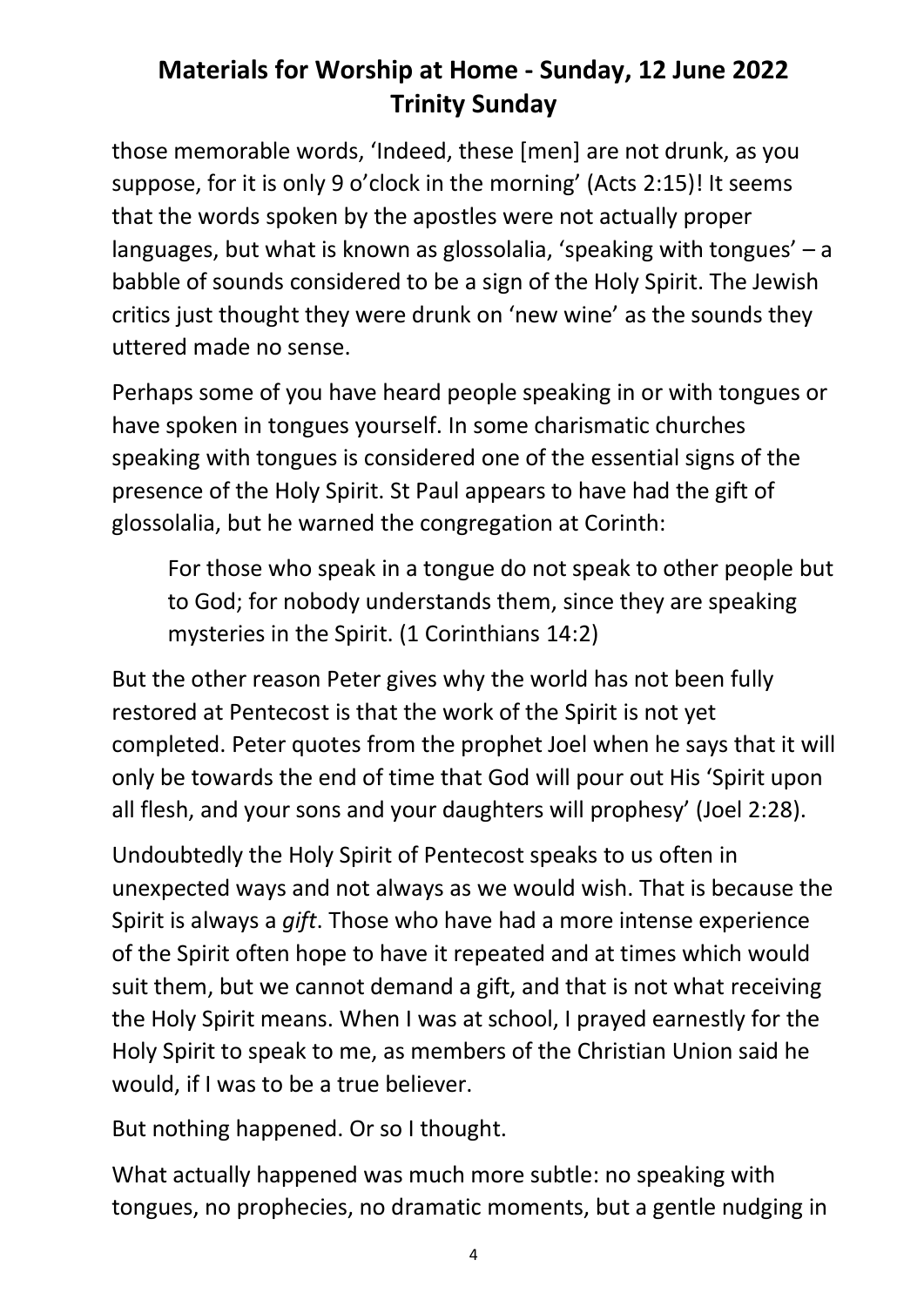those memorable words, 'Indeed, these [men] are not drunk, as you suppose, for it is only 9 o'clock in the morning' (Acts 2:15)! It seems that the words spoken by the apostles were not actually proper languages, but what is known as glossolalia, 'speaking with tongues' – a babble of sounds considered to be a sign of the Holy Spirit. The Jewish critics just thought they were drunk on 'new wine' as the sounds they uttered made no sense.

Perhaps some of you have heard people speaking in or with tongues or have spoken in tongues yourself. In some charismatic churches speaking with tongues is considered one of the essential signs of the presence of the Holy Spirit. St Paul appears to have had the gift of glossolalia, but he warned the congregation at Corinth:

> For those who speak in a tongue do not speak to other people but to God; for nobody understands them, since they are speaking mysteries in the Spirit. (1 Corinthians 14:2)

But the other reason Peter gives why the world has not been fully restored at Pentecost is that the work of the Spirit is not yet completed. Peter quotes from the prophet Joel when he says that it will only be towards the end of time that God will pour out His 'Spirit upon all flesh, and your sons and your daughters will prophesy' (Joel 2:28).

Undoubtedly the Holy Spirit of Pentecost speaks to us often in unexpected ways and not always as we would wish. That is because the Spirit is always a *gift*. Those who have had a more intense experience of the Spirit often hope to have it repeated and at times which would suit them, but we cannot demand a gift, and that is not what receiving the Holy Spirit means. When I was at school, I prayed earnestly for the Holy Spirit to speak to me, as members of the Christian Union said he would, if I was to be a true believer.

But nothing happened. Or so I thought.

What actually happened was much more subtle: no speaking with tongues, no prophecies, no dramatic moments, but a gentle nudging in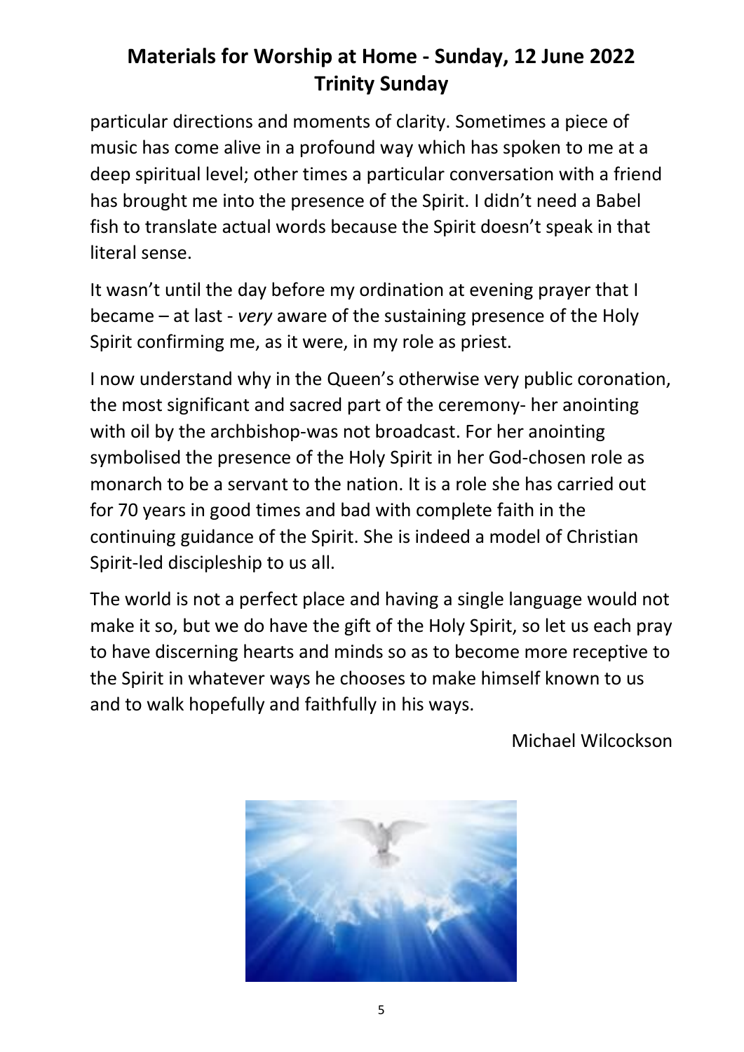particular directions and moments of clarity. Sometimes a piece of music has come alive in a profound way which has spoken to me at a deep spiritual level; other times a particular conversation with a friend has brought me into the presence of the Spirit. I didn't need a Babel fish to translate actual words because the Spirit doesn't speak in that literal sense.

It wasn't until the day before my ordination at evening prayer that I became – at last - *very* aware of the sustaining presence of the Holy Spirit confirming me, as it were, in my role as priest.

I now understand why in the Queen's otherwise very public coronation, the most significant and sacred part of the ceremony- her anointing with oil by the archbishop-was not broadcast. For her anointing symbolised the presence of the Holy Spirit in her God-chosen role as monarch to be a servant to the nation. It is a role she has carried out for 70 years in good times and bad with complete faith in the continuing guidance of the Spirit. She is indeed a model of Christian Spirit-led discipleship to us all.

The world is not a perfect place and having a single language would not make it so, but we do have the gift of the Holy Spirit, so let us each pray to have discerning hearts and minds so as to become more receptive to the Spirit in whatever ways he chooses to make himself known to us and to walk hopefully and faithfully in his ways.

Michael Wilcockson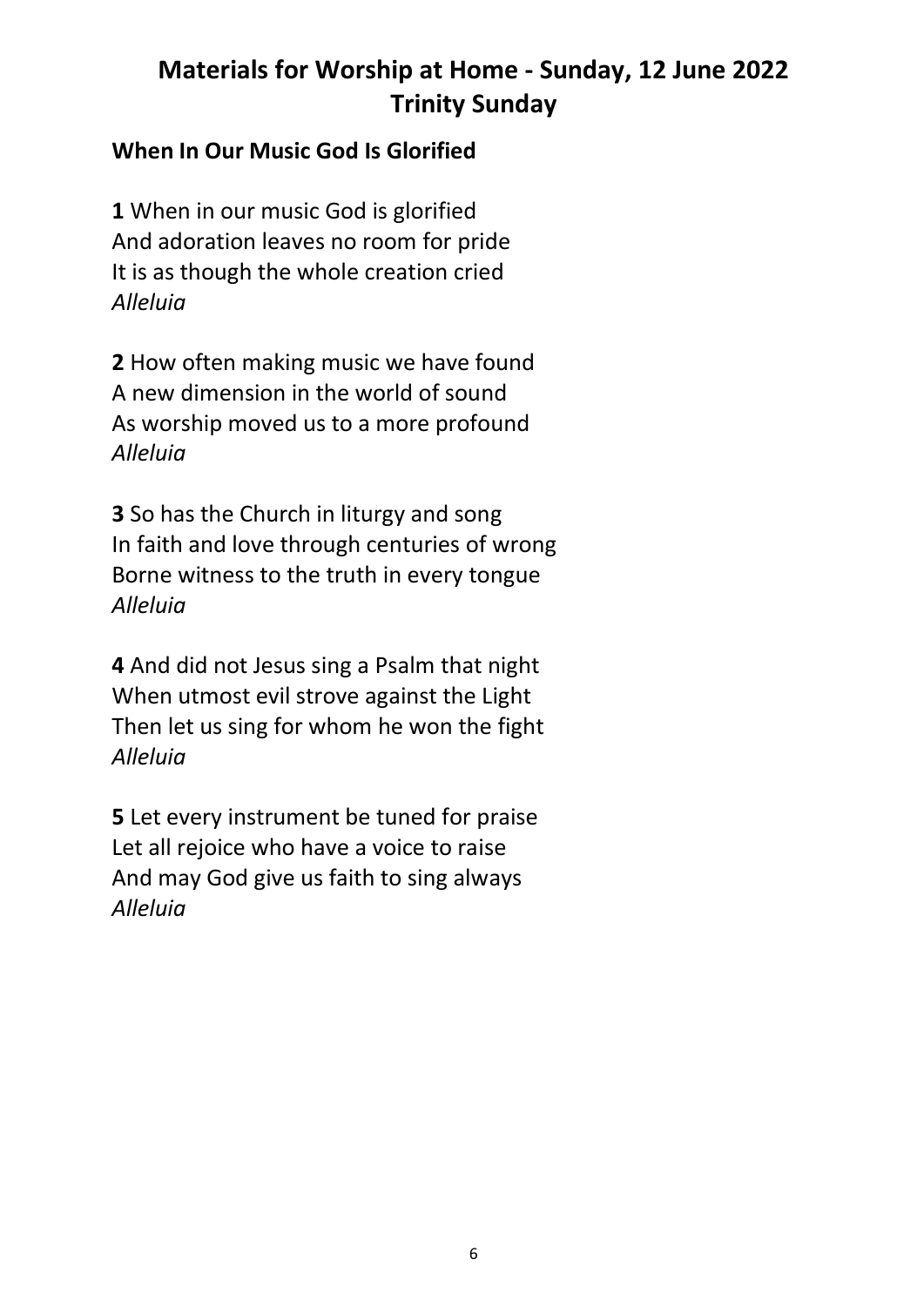# Materials for Worship at Home - Sunday, 12 June 2022
# Trinity Sunday

### When In Our Music God Is Glorified

**1** When in our music God is glorified
And adoration leaves no room for pride
It is as though the whole creation cried
*Alleluia*

**2** How often making music we have found
A new dimension in the world of sound
As worship moved us to a more profound
*Alleluia*

**3** So has the Church in liturgy and song
In faith and love through centuries of wrong
Borne witness to the truth in every tongue
*Alleluia*

**4** And did not Jesus sing a Psalm that night
When utmost evil strove against the Light
Then let us sing for whom he won the fight
*Alleluia*

**5** Let every instrument be tuned for praise
Let all rejoice who have a voice to raise
And may God give us faith to sing always
*Alleluia*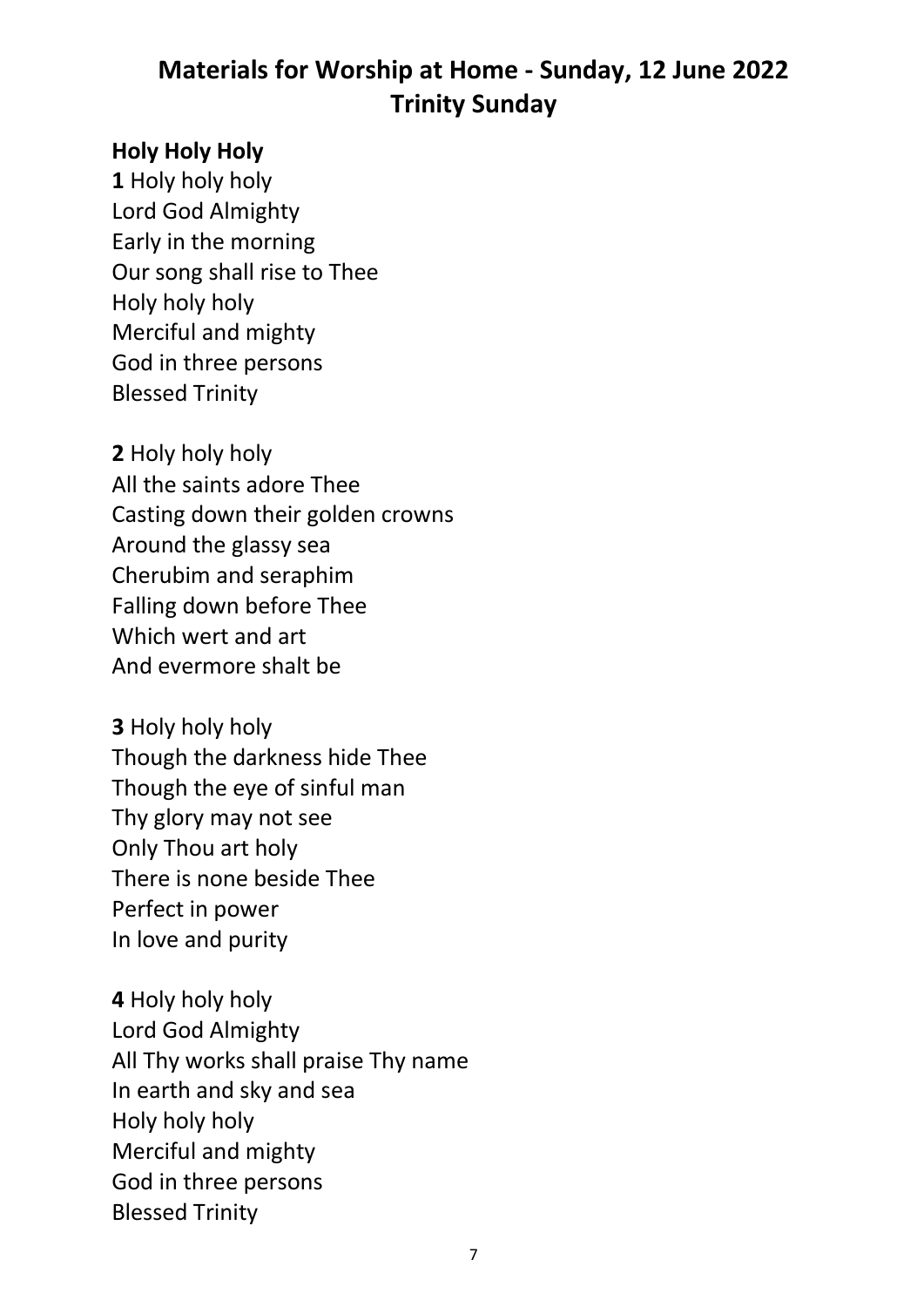# Materials for Worship at Home - Sunday, 12 June 2022
# Trinity Sunday

**Holy Holy Holy**

**1** Holy holy holy
Lord God Almighty
Early in the morning
Our song shall rise to Thee
Holy holy holy
Merciful and mighty
God in three persons
Blessed Trinity

**2** Holy holy holy
All the saints adore Thee
Casting down their golden crowns
Around the glassy sea
Cherubim and seraphim
Falling down before Thee
Which wert and art
And evermore shalt be

**3** Holy holy holy
Though the darkness hide Thee
Though the eye of sinful man
Thy glory may not see
Only Thou art holy
There is none beside Thee
Perfect in power
In love and purity

**4** Holy holy holy
Lord God Almighty
All Thy works shall praise Thy name
In earth and sky and sea
Holy holy holy
Merciful and mighty
God in three persons
Blessed Trinity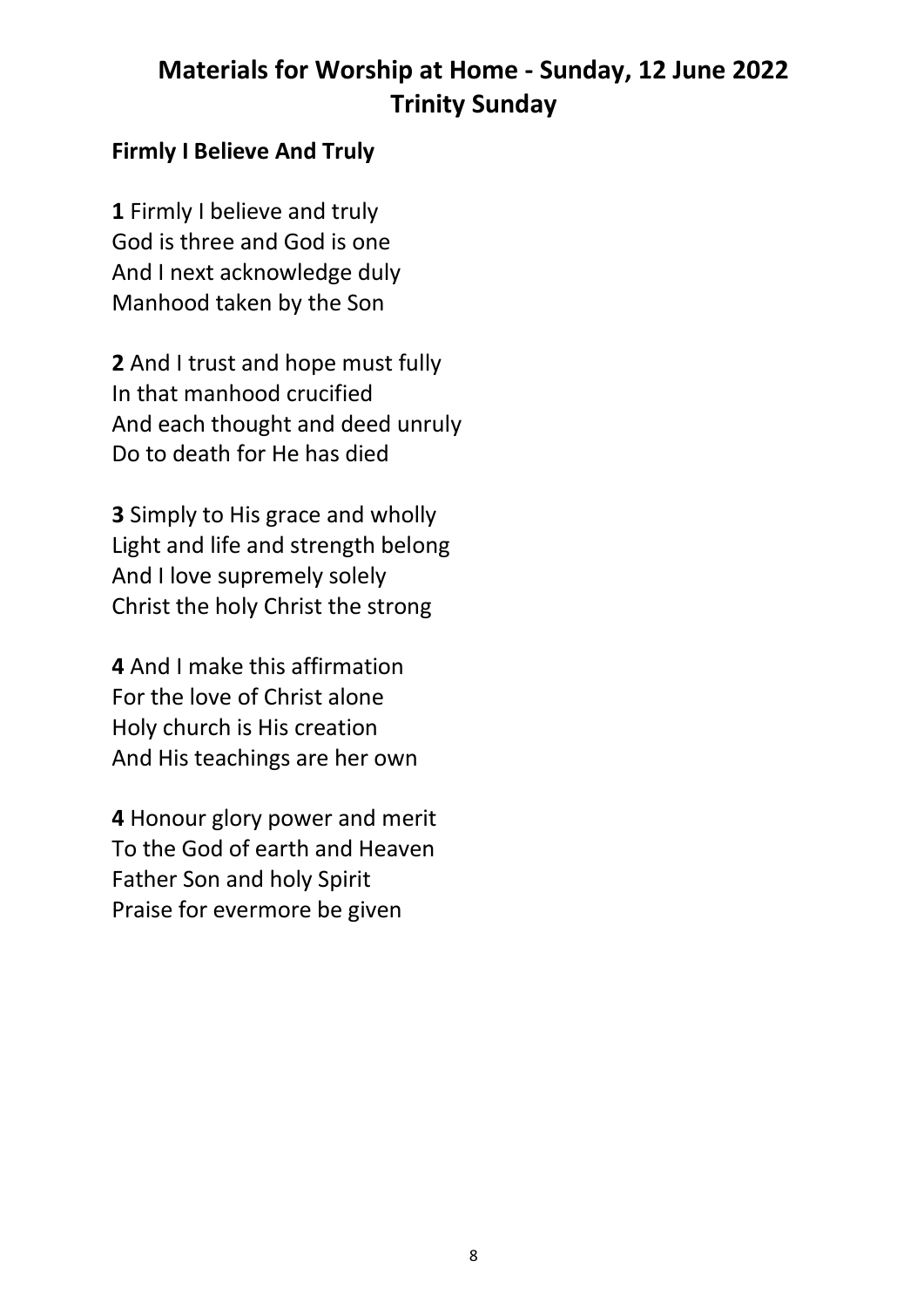# Materials for Worship at Home - Sunday, 12 June 2022
# Trinity Sunday

**Firmly I Believe And Truly**

**1** Firmly I believe and truly
God is three and God is one
And I next acknowledge duly
Manhood taken by the Son

**2** And I trust and hope must fully
In that manhood crucified
And each thought and deed unruly
Do to death for He has died

**3** Simply to His grace and wholly
Light and life and strength belong
And I love supremely solely
Christ the holy Christ the strong

**4** And I make this affirmation
For the love of Christ alone
Holy church is His creation
And His teachings are her own

**4** Honour glory power and merit
To the God of earth and Heaven
Father Son and holy Spirit
Praise for evermore be given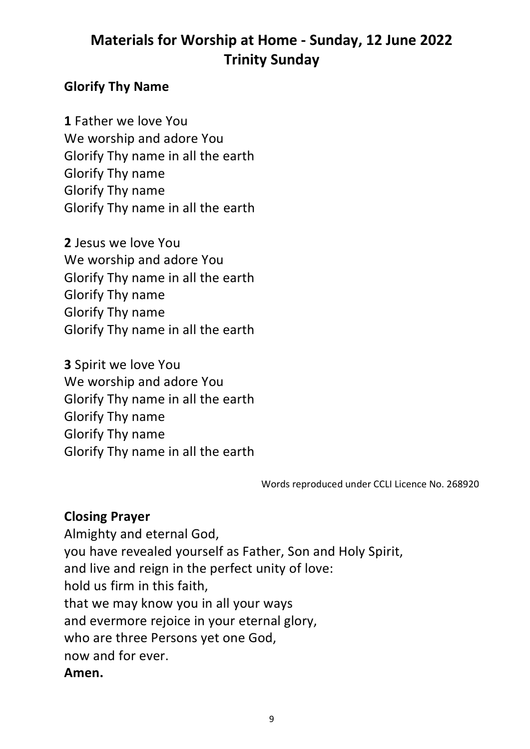## Materials for Worship at Home - Sunday, 12 June 2022
## Trinity Sunday

### Glorify Thy Name

**1** Father we love You
We worship and adore You
Glorify Thy name in all the earth
Glorify Thy name
Glorify Thy name
Glorify Thy name in all the earth

**2** Jesus we love You
We worship and adore You
Glorify Thy name in all the earth
Glorify Thy name
Glorify Thy name
Glorify Thy name in all the earth

**3** Spirit we love You
We worship and adore You
Glorify Thy name in all the earth
Glorify Thy name
Glorify Thy name
Glorify Thy name in all the earth

Words reproduced under CCLI Licence No. 268920

### Closing Prayer

Almighty and eternal God,
you have revealed yourself as Father, Son and Holy Spirit,
and live and reign in the perfect unity of love:
hold us firm in this faith,
that we may know you in all your ways
and evermore rejoice in your eternal glory,
who are three Persons yet one God,
now and for ever.
**Amen.**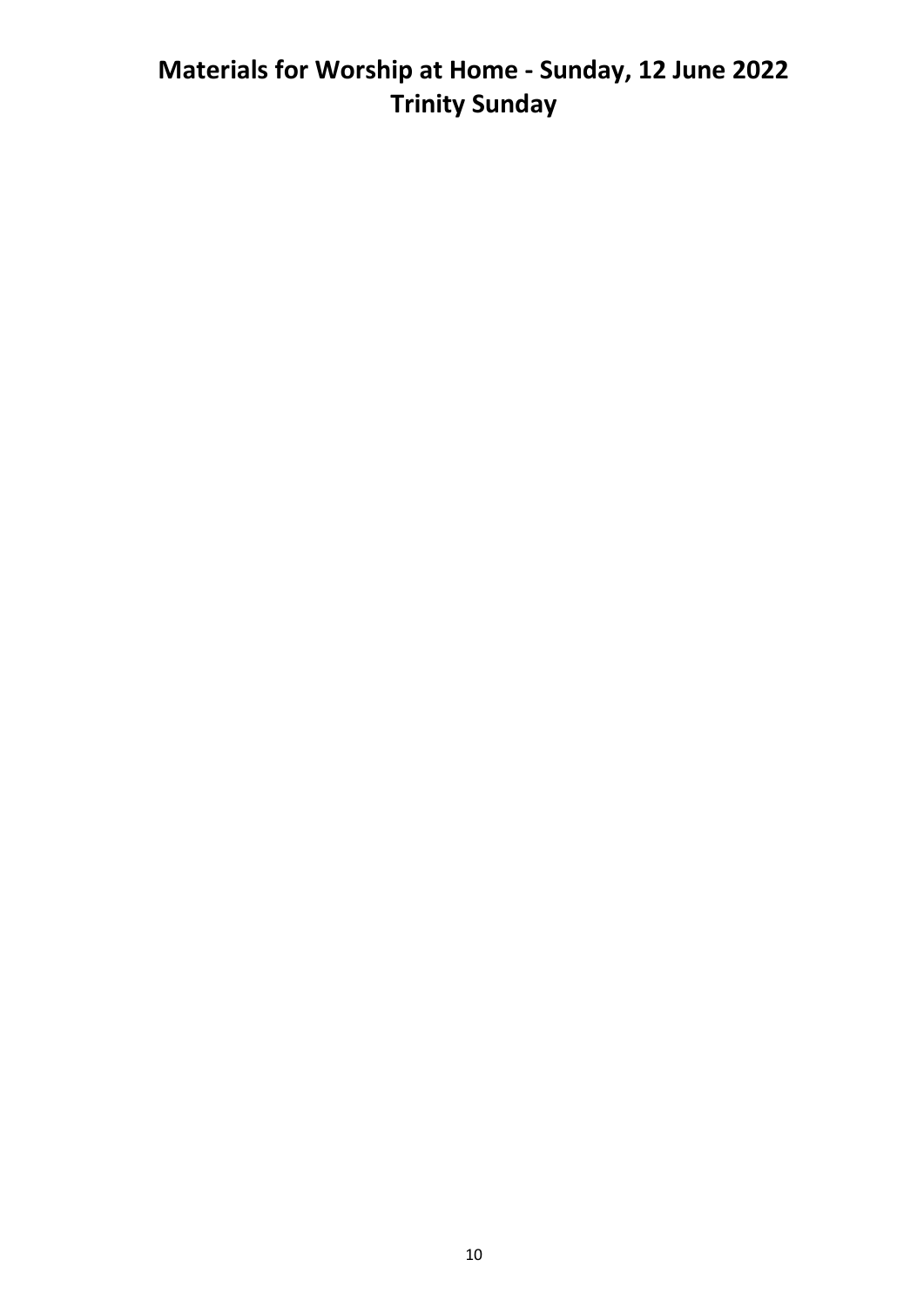# Materials for Worship at Home - Sunday, 12 June 2022
# Trinity Sunday